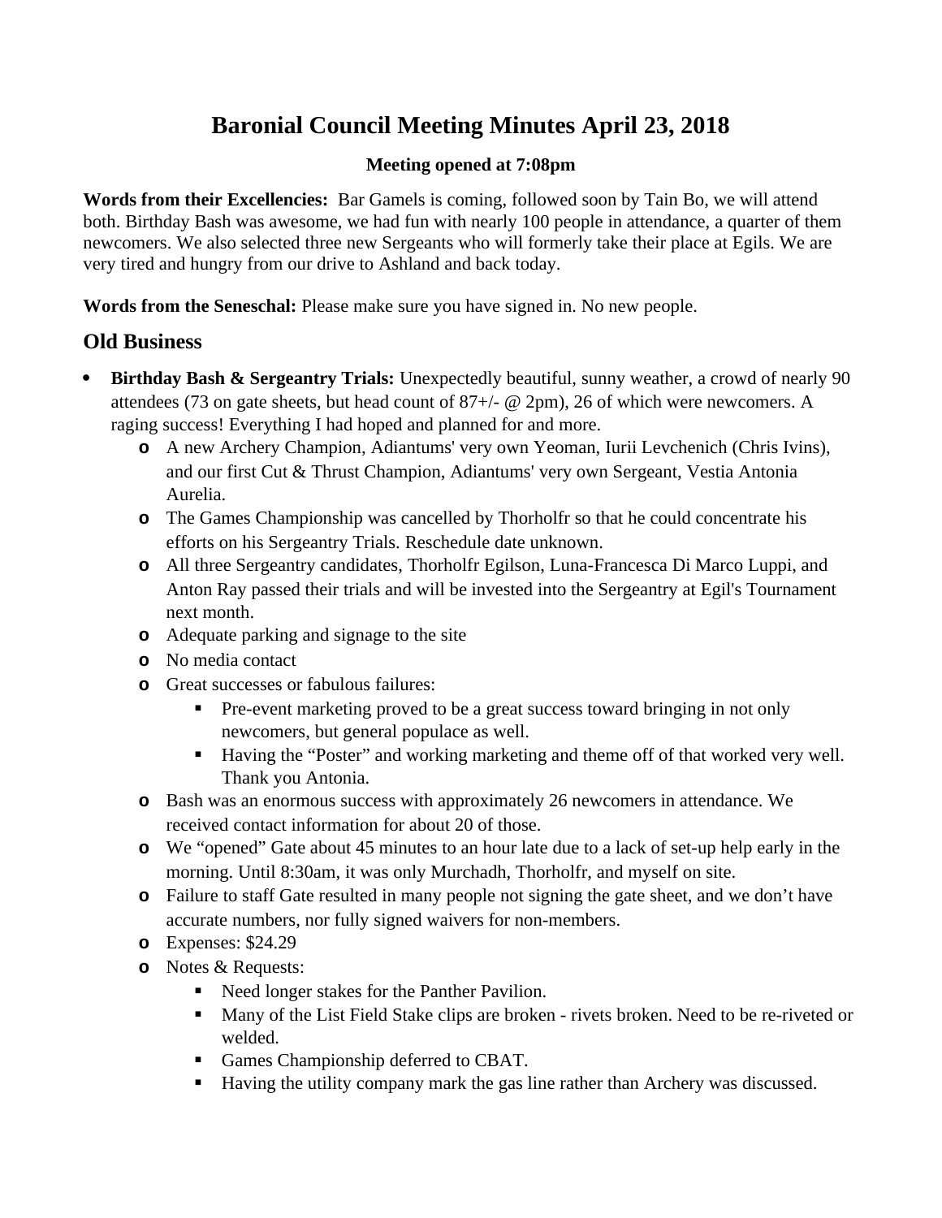# Baronial Council Meeting Minutes April 23, 2018

**Meeting opened at 7:08pm**

**Words from their Excellencies:** Bar Gamels is coming, followed soon by Tain Bo, we will attend both. Birthday Bash was awesome, we had fun with nearly 100 people in attendance, a quarter of them newcomers. We also selected three new Sergeants who will formerly take their place at Egils. We are very tired and hungry from our drive to Ashland and back today.

**Words from the Seneschal:** Please make sure you have signed in. No new people.

## Old Business

- **Birthday Bash & Sergeantry Trials:** Unexpectedly beautiful, sunny weather, a crowd of nearly 90 attendees (73 on gate sheets, but head count of 87+/- @ 2pm), 26 of which were newcomers. A raging success! Everything I had hoped and planned for and more.
  - A new Archery Champion, Adiantums' very own Yeoman, Iurii Levchenich (Chris Ivins), and our first Cut & Thrust Champion, Adiantums' very own Sergeant, Vestia Antonia Aurelia.
  - The Games Championship was cancelled by Thorholfr so that he could concentrate his efforts on his Sergeantry Trials. Reschedule date unknown.
  - All three Sergeantry candidates, Thorholfr Egilson, Luna-Francesca Di Marco Luppi, and Anton Ray passed their trials and will be invested into the Sergeantry at Egil's Tournament next month.
  - Adequate parking and signage to the site
  - No media contact
  - Great successes or fabulous failures:
    - Pre-event marketing proved to be a great success toward bringing in not only newcomers, but general populace as well.
    - Having the "Poster" and working marketing and theme off of that worked very well. Thank you Antonia.
  - Bash was an enormous success with approximately 26 newcomers in attendance. We received contact information for about 20 of those.
  - We "opened" Gate about 45 minutes to an hour late due to a lack of set-up help early in the morning. Until 8:30am, it was only Murchadh, Thorholfr, and myself on site.
  - Failure to staff Gate resulted in many people not signing the gate sheet, and we don't have accurate numbers, nor fully signed waivers for non-members.
  - Expenses: $24.29
  - Notes & Requests:
    - Need longer stakes for the Panther Pavilion.
    - Many of the List Field Stake clips are broken - rivets broken. Need to be re-riveted or welded.
    - Games Championship deferred to CBAT.
    - Having the utility company mark the gas line rather than Archery was discussed.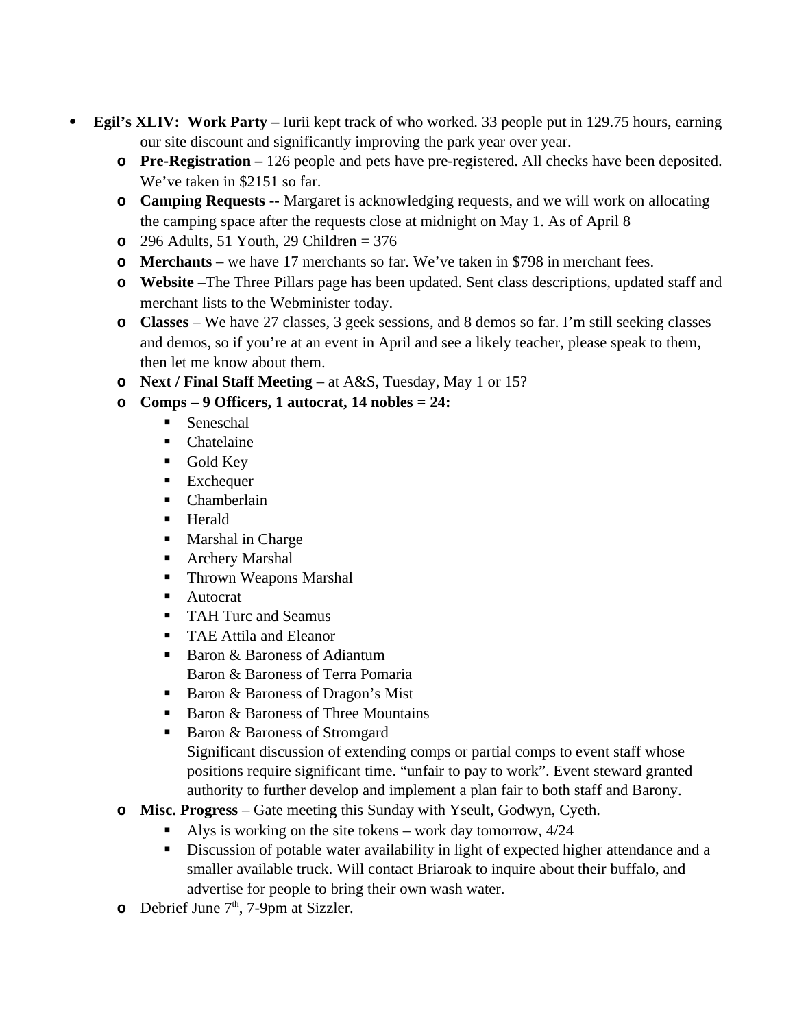- **Egil's XLIV: Work Party –** Iurii kept track of who worked. 33 people put in 129.75 hours, earning our site discount and significantly improving the park year over year.
  - **Pre-Registration –** 126 people and pets have pre-registered. All checks have been deposited. We've taken in $2151 so far.
  - **Camping Requests --** Margaret is acknowledging requests, and we will work on allocating the camping space after the requests close at midnight on May 1. As of April 8
  - 296 Adults, 51 Youth, 29 Children = 376
  - **Merchants** – we have 17 merchants so far. We've taken in $798 in merchant fees.
  - **Website** –The Three Pillars page has been updated. Sent class descriptions, updated staff and merchant lists to the Webminister today.
  - **Classes** – We have 27 classes, 3 geek sessions, and 8 demos so far. I'm still seeking classes and demos, so if you're at an event in April and see a likely teacher, please speak to them, then let me know about them.
  - **Next / Final Staff Meeting** – at A&S, Tuesday, May 1 or 15?
  - **Comps – 9 Officers, 1 autocrat, 14 nobles = 24:**
    - Seneschal
    - Chatelaine
    - Gold Key
    - Exchequer
    - Chamberlain
    - Herald
    - Marshal in Charge
    - Archery Marshal
    - Thrown Weapons Marshal
    - Autocrat
    - TAH Turc and Seamus
    - TAE Attila and Eleanor
    - Baron & Baroness of Adiantum
      Baron & Baroness of Terra Pomaria
    - Baron & Baroness of Dragon's Mist
    - Baron & Baroness of Three Mountains
    - Baron & Baroness of Stromgard
      Significant discussion of extending comps or partial comps to event staff whose positions require significant time. "unfair to pay to work". Event steward granted authority to further develop and implement a plan fair to both staff and Barony.
  - **Misc. Progress** – Gate meeting this Sunday with Yseult, Godwyn, Cyeth.
    - Alys is working on the site tokens – work day tomorrow, 4/24
    - Discussion of potable water availability in light of expected higher attendance and a smaller available truck. Will contact Briaroak to inquire about their buffalo, and advertise for people to bring their own wash water.
  - Debrief June 7th, 7-9pm at Sizzler.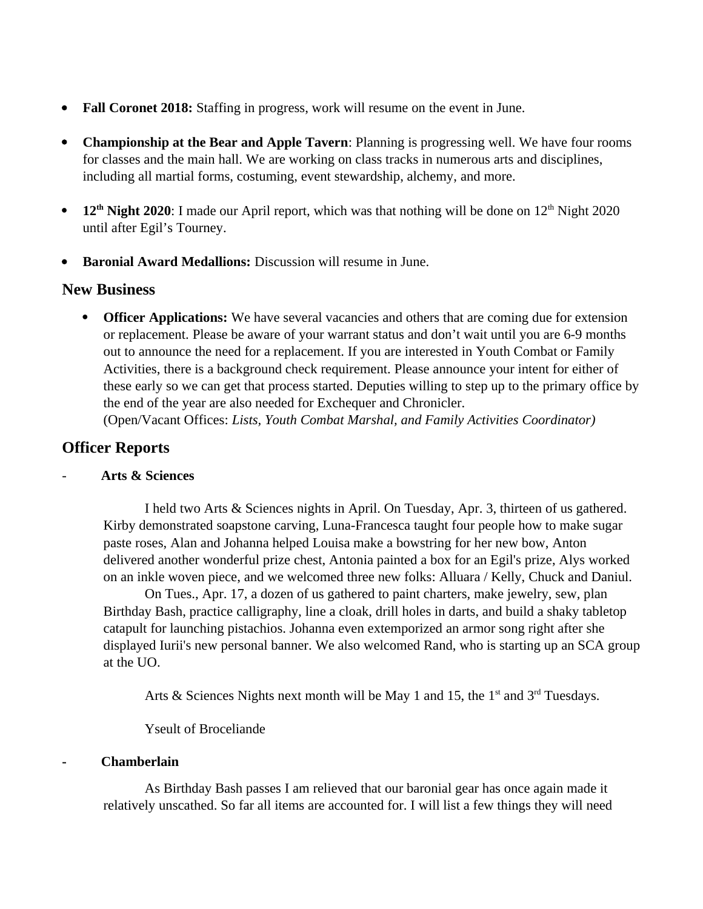- **Fall Coronet 2018:** Staffing in progress, work will resume on the event in June.

- **Championship at the Bear and Apple Tavern**: Planning is progressing well. We have four rooms for classes and the main hall. We are working on class tracks in numerous arts and disciplines, including all martial forms, costuming, event stewardship, alchemy, and more.

- **12th Night 2020**: I made our April report, which was that nothing will be done on 12th Night 2020 until after Egil's Tourney.

- **Baronial Award Medallions:** Discussion will resume in June.

## New Business

- **Officer Applications:** We have several vacancies and others that are coming due for extension or replacement. Please be aware of your warrant status and don't wait until you are 6-9 months out to announce the need for a replacement. If you are interested in Youth Combat or Family Activities, there is a background check requirement. Please announce your intent for either of these early so we can get that process started. Deputies willing to step up to the primary office by the end of the year are also needed for Exchequer and Chronicler.
(Open/Vacant Offices: *Lists, Youth Combat Marshal, and Family Activities Coordinator)*

## Officer Reports

- **Arts & Sciences**

I held two Arts & Sciences nights in April. On Tuesday, Apr. 3, thirteen of us gathered. Kirby demonstrated soapstone carving, Luna-Francesca taught four people how to make sugar paste roses, Alan and Johanna helped Louisa make a bowstring for her new bow, Anton delivered another wonderful prize chest, Antonia painted a box for an Egil's prize, Alys worked on an inkle woven piece, and we welcomed three new folks: Alluara / Kelly, Chuck and Daniul.

On Tues., Apr. 17, a dozen of us gathered to paint charters, make jewelry, sew, plan Birthday Bash, practice calligraphy, line a cloak, drill holes in darts, and build a shaky tabletop catapult for launching pistachios. Johanna even extemporized an armor song right after she displayed Iurii's new personal banner. We also welcomed Rand, who is starting up an SCA group at the UO.

Arts & Sciences Nights next month will be May 1 and 15, the 1st and 3rd Tuesdays.

Yseult of Broceliande

- **Chamberlain**

As Birthday Bash passes I am relieved that our baronial gear has once again made it relatively unscathed. So far all items are accounted for. I will list a few things they will need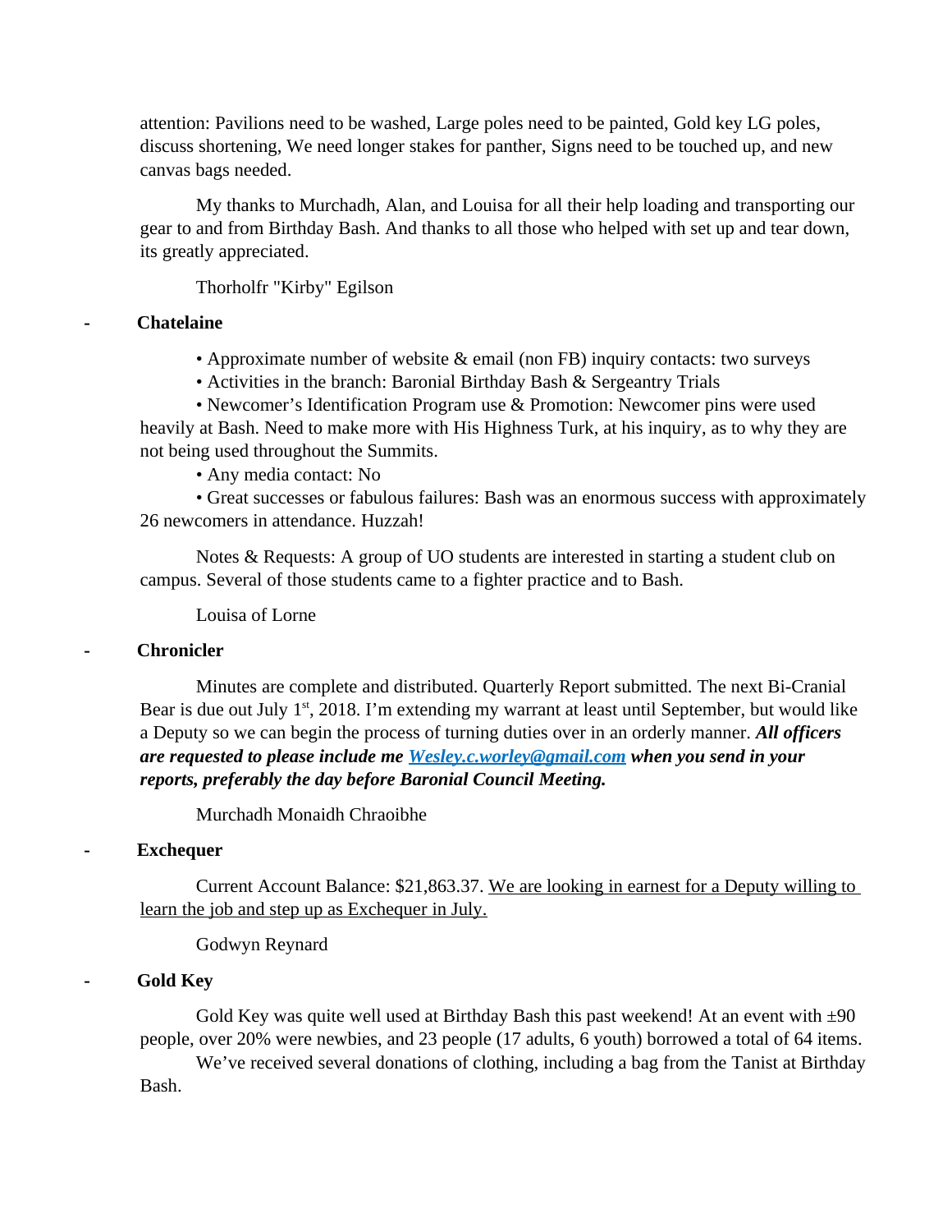attention: Pavilions need to be washed, Large poles need to be painted, Gold key LG poles, discuss shortening, We need longer stakes for panther, Signs need to be touched up, and new canvas bags needed.

My thanks to Murchadh, Alan, and Louisa for all their help loading and transporting our gear to and from Birthday Bash. And thanks to all those who helped with set up and tear down, its greatly appreciated.

Thorholfr "Kirby" Egilson

- **Chatelaine**

• Approximate number of website & email (non FB) inquiry contacts: two surveys

• Activities in the branch: Baronial Birthday Bash & Sergeantry Trials

• Newcomer's Identification Program use & Promotion: Newcomer pins were used heavily at Bash. Need to make more with His Highness Turk, at his inquiry, as to why they are not being used throughout the Summits.

• Any media contact: No

• Great successes or fabulous failures: Bash was an enormous success with approximately 26 newcomers in attendance. Huzzah!

Notes & Requests: A group of UO students are interested in starting a student club on campus. Several of those students came to a fighter practice and to Bash.

Louisa of Lorne

- **Chronicler**

Minutes are complete and distributed. Quarterly Report submitted. The next Bi-Cranial Bear is due out July 1st, 2018. I'm extending my warrant at least until September, but would like a Deputy so we can begin the process of turning duties over in an orderly manner. ***All officers are requested to please include me Wesley.c.worley@gmail.com when you send in your reports, preferably the day before Baronial Council Meeting.***

Murchadh Monaidh Chraoibhe

- **Exchequer**

Current Account Balance: $21,863.37. We are looking in earnest for a Deputy willing to learn the job and step up as Exchequer in July.

Godwyn Reynard

- **Gold Key**

Gold Key was quite well used at Birthday Bash this past weekend! At an event with ±90 people, over 20% were newbies, and 23 people (17 adults, 6 youth) borrowed a total of 64 items.

We've received several donations of clothing, including a bag from the Tanist at Birthday Bash.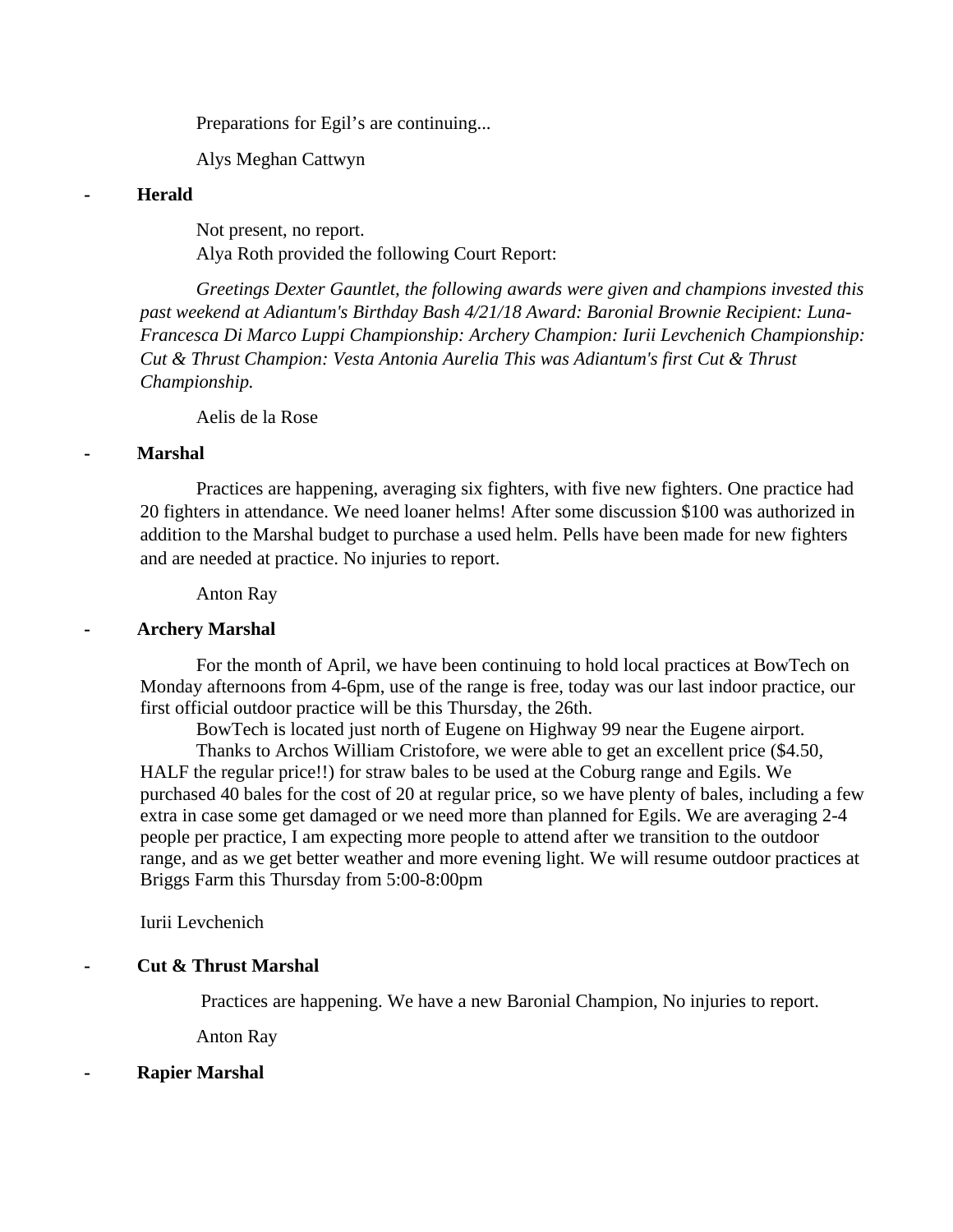Preparations for Egil's are continuing...

Alys Meghan Cattwyn

- **Herald**

Not present, no report.
Alya Roth provided the following Court Report:

*Greetings Dexter Gauntlet, the following awards were given and champions invested this past weekend at Adiantum's Birthday Bash 4/21/18 Award: Baronial Brownie Recipient: Luna-Francesca Di Marco Luppi Championship: Archery Champion: Iurii Levchenich Championship: Cut & Thrust Champion: Vesta Antonia Aurelia This was Adiantum's first Cut & Thrust Championship.*

Aelis de la Rose

- **Marshal**

Practices are happening, averaging six fighters, with five new fighters. One practice had 20 fighters in attendance. We need loaner helms! After some discussion $100 was authorized in addition to the Marshal budget to purchase a used helm. Pells have been made for new fighters and are needed at practice. No injuries to report.

Anton Ray

- **Archery Marshal**

For the month of April, we have been continuing to hold local practices at BowTech on Monday afternoons from 4-6pm, use of the range is free, today was our last indoor practice, our first official outdoor practice will be this Thursday, the 26th.

BowTech is located just north of Eugene on Highway 99 near the Eugene airport.

Thanks to Archos William Cristofore, we were able to get an excellent price ($4.50, HALF the regular price!!) for straw bales to be used at the Coburg range and Egils. We purchased 40 bales for the cost of 20 at regular price, so we have plenty of bales, including a few extra in case some get damaged or we need more than planned for Egils. We are averaging 2-4 people per practice, I am expecting more people to attend after we transition to the outdoor range, and as we get better weather and more evening light. We will resume outdoor practices at Briggs Farm this Thursday from 5:00-8:00pm

Iurii Levchenich

- **Cut & Thrust Marshal**

Practices are happening. We have a new Baronial Champion, No injuries to report.

Anton Ray

- **Rapier Marshal**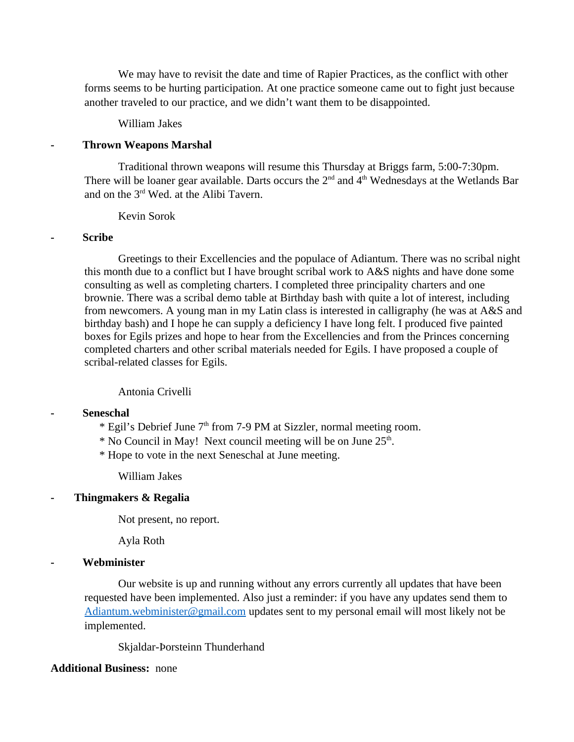We may have to revisit the date and time of Rapier Practices, as the conflict with other forms seems to be hurting participation. At one practice someone came out to fight just because another traveled to our practice, and we didn't want them to be disappointed.

William Jakes

- **Thrown Weapons Marshal**

Traditional thrown weapons will resume this Thursday at Briggs farm, 5:00-7:30pm. There will be loaner gear available. Darts occurs the 2nd and 4th Wednesdays at the Wetlands Bar and on the 3rd Wed. at the Alibi Tavern.

Kevin Sorok

- **Scribe**

Greetings to their Excellencies and the populace of Adiantum. There was no scribal night this month due to a conflict but I have brought scribal work to A&S nights and have done some consulting as well as completing charters. I completed three principality charters and one brownie. There was a scribal demo table at Birthday bash with quite a lot of interest, including from newcomers. A young man in my Latin class is interested in calligraphy (he was at A&S and birthday bash) and I hope he can supply a deficiency I have long felt. I produced five painted boxes for Egils prizes and hope to hear from the Excellencies and from the Princes concerning completed charters and other scribal materials needed for Egils. I have proposed a couple of scribal-related classes for Egils.

Antonia Crivelli

- **Seneschal**

  * Egil's Debrief June 7th from 7-9 PM at Sizzler, normal meeting room.
  * No Council in May! Next council meeting will be on June 25th.
  * Hope to vote in the next Seneschal at June meeting.

William Jakes

- **Thingmakers & Regalia**

Not present, no report.

Ayla Roth

- **Webminister**

Our website is up and running without any errors currently all updates that have been requested have been implemented. Also just a reminder: if you have any updates send them to Adiantum.webminister@gmail.com updates sent to my personal email will most likely not be implemented.

Skjaldar-Þorsteinn Thunderhand

**Additional Business:** none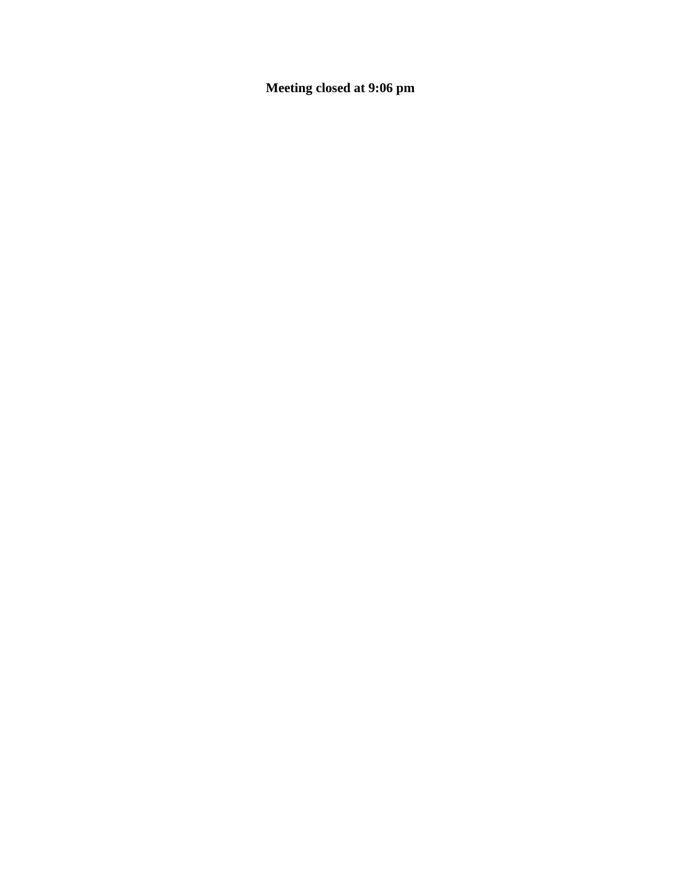**Meeting closed at 9:06 pm**